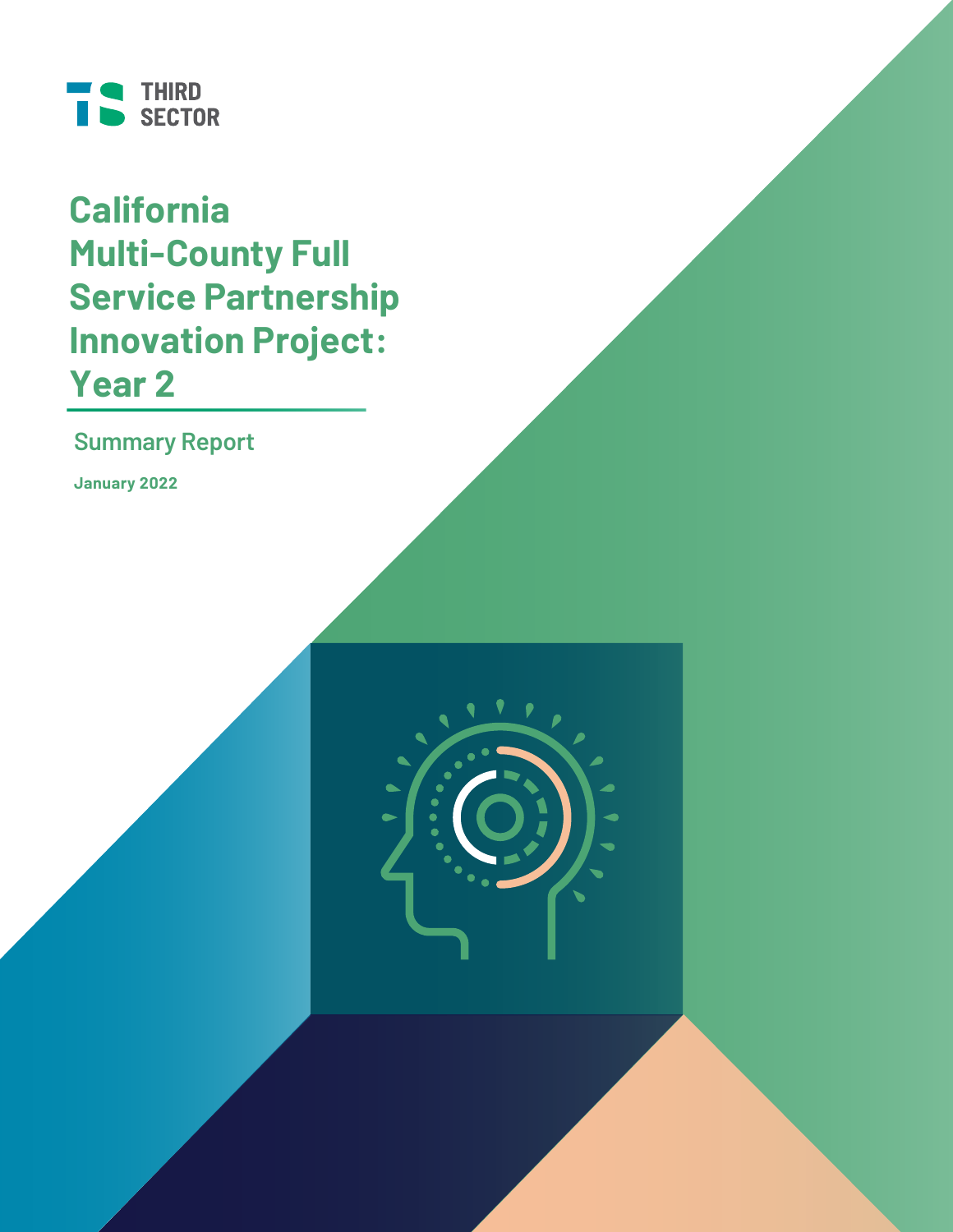THIRD SECTOR

# California Multi-County Full Service Partnership Innovation Project: Year 2

## Summary Report

**January 2022**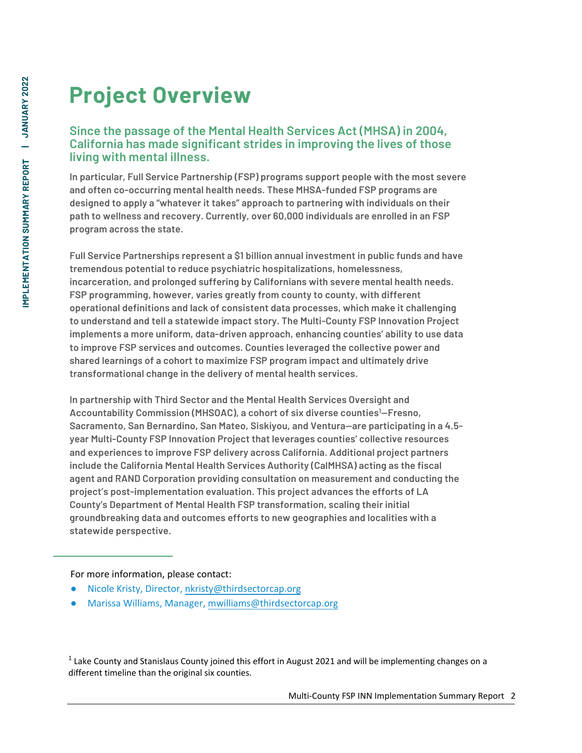# Project Overview

## Since the passage of the Mental Health Services Act (MHSA) in 2004, California has made significant strides in improving the lives of those living with mental illness.

**In particular, Full Service Partnership (FSP) programs support people with the most severe and often co-occurring mental health needs. These MHSA-funded FSP programs are designed to apply a "whatever it takes" approach to partnering with individuals on their path to wellness and recovery. Currently, over 60,000 individuals are enrolled in an FSP program across the state.**

**Full Service Partnerships represent a $1 billion annual investment in public funds and have tremendous potential to reduce psychiatric hospitalizations, homelessness, incarceration, and prolonged suffering by Californians with severe mental health needs. FSP programming, however, varies greatly from county to county, with different operational definitions and lack of consistent data processes, which make it challenging to understand and tell a statewide impact story. The Multi-County FSP Innovation Project implements a more uniform, data-driven approach, enhancing counties' ability to use data to improve FSP services and outcomes. Counties leveraged the collective power and shared learnings of a cohort to maximize FSP program impact and ultimately drive transformational change in the delivery of mental health services.**

**In partnership with Third Sector and the Mental Health Services Oversight and Accountability Commission (MHSOAC), a cohort of six diverse counties[1]—Fresno, Sacramento, San Bernardino, San Mateo, Siskiyou, and Ventura—are participating in a 4.5-year Multi-County FSP Innovation Project that leverages counties' collective resources and experiences to improve FSP delivery across California. Additional project partners include the California Mental Health Services Authority (CalMHSA) acting as the fiscal agent and RAND Corporation providing consultation on measurement and conducting the project's post-implementation evaluation. This project advances the efforts of LA County's Department of Mental Health FSP transformation, scaling their initial groundbreaking data and outcomes efforts to new geographies and localities with a statewide perspective.**

---

For more information, please contact:

- Nicole Kristy, Director, nkristy@thirdsectorcap.org
- Marissa Williams, Manager, mwilliams@thirdsectorcap.org

[1] Lake County and Stanislaus County joined this effort in August 2021 and will be implementing changes on a different timeline than the original six counties.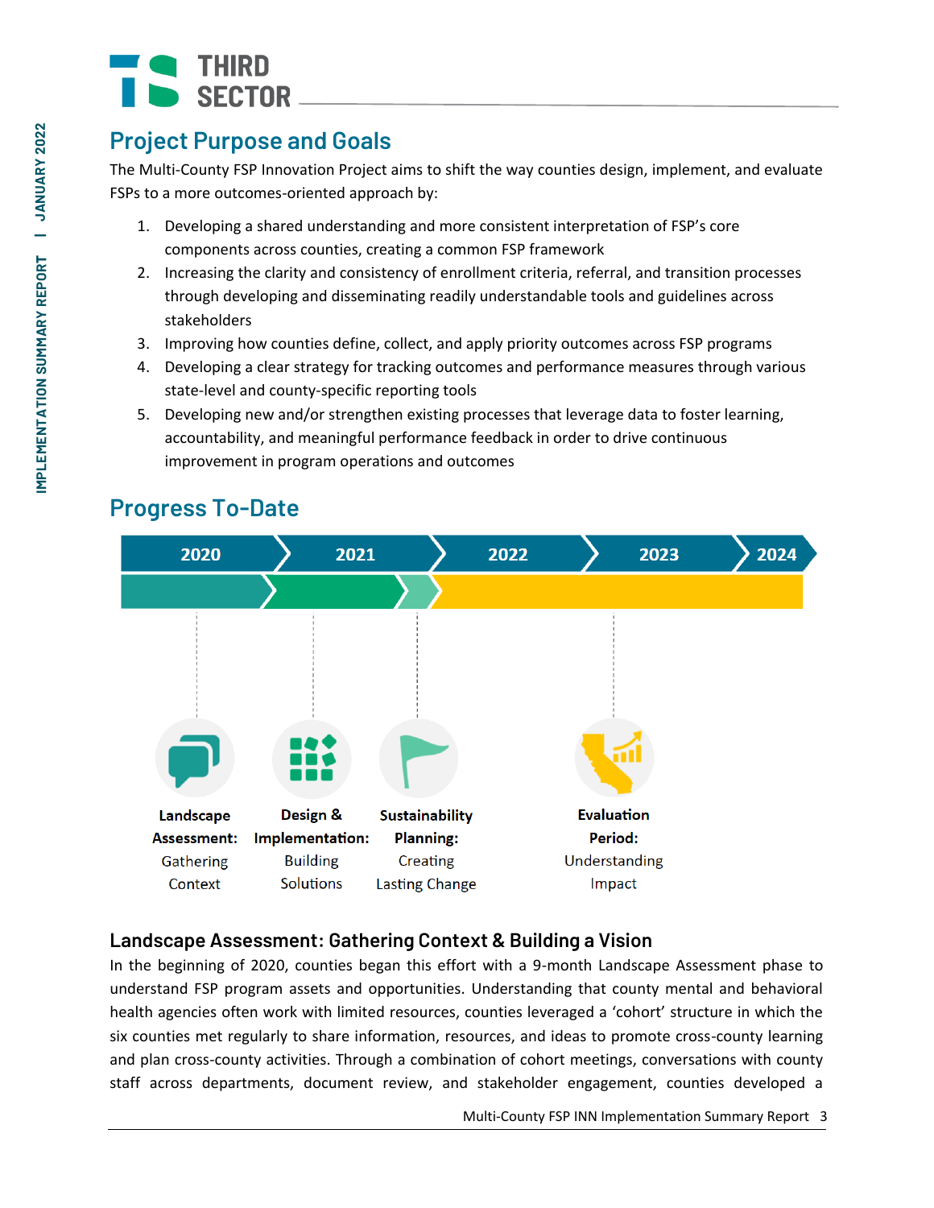## Project Purpose and Goals

The Multi-County FSP Innovation Project aims to shift the way counties design, implement, and evaluate FSPs to a more outcomes-oriented approach by:

1. Developing a shared understanding and more consistent interpretation of FSP's core components across counties, creating a common FSP framework
2. Increasing the clarity and consistency of enrollment criteria, referral, and transition processes through developing and disseminating readily understandable tools and guidelines across stakeholders
3. Improving how counties define, collect, and apply priority outcomes across FSP programs
4. Developing a clear strategy for tracking outcomes and performance measures through various state-level and county-specific reporting tools
5. Developing new and/or strengthen existing processes that leverage data to foster learning, accountability, and meaningful performance feedback in order to drive continuous improvement in program operations and outcomes

## Progress To-Date

2020 | 2021 | 2022 | 2023 | 2024

- **Landscape Assessment:** Gathering Context
- **Design & Implementation:** Building Solutions
- **Sustainability Planning:** Creating Lasting Change
- **Evaluation Period:** Understanding Impact

### Landscape Assessment: Gathering Context & Building a Vision

In the beginning of 2020, counties began this effort with a 9-month Landscape Assessment phase to understand FSP program assets and opportunities. Understanding that county mental and behavioral health agencies often work with limited resources, counties leveraged a 'cohort' structure in which the six counties met regularly to share information, resources, and ideas to promote cross-county learning and plan cross-county activities. Through a combination of cohort meetings, conversations with county staff across departments, document review, and stakeholder engagement, counties developed a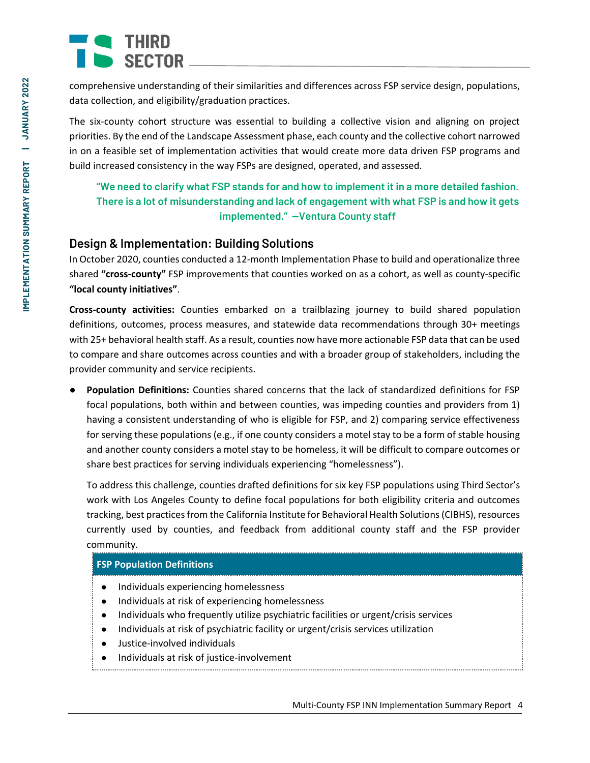comprehensive understanding of their similarities and differences across FSP service design, populations, data collection, and eligibility/graduation practices.

The six-county cohort structure was essential to building a collective vision and aligning on project priorities. By the end of the Landscape Assessment phase, each county and the collective cohort narrowed in on a feasible set of implementation activities that would create more data driven FSP programs and build increased consistency in the way FSPs are designed, operated, and assessed.

> **"We need to clarify what FSP stands for and how to implement it in a more detailed fashion. There is a lot of misunderstanding and lack of engagement with what FSP is and how it gets implemented." —Ventura County staff**

## Design & Implementation: Building Solutions

In October 2020, counties conducted a 12-month Implementation Phase to build and operationalize three shared **"cross-county"** FSP improvements that counties worked on as a cohort, as well as county-specific **"local county initiatives"**.

**Cross-county activities:** Counties embarked on a trailblazing journey to build shared population definitions, outcomes, process measures, and statewide data recommendations through 30+ meetings with 25+ behavioral health staff. As a result, counties now have more actionable FSP data that can be used to compare and share outcomes across counties and with a broader group of stakeholders, including the provider community and service recipients.

- **Population Definitions:** Counties shared concerns that the lack of standardized definitions for FSP focal populations, both within and between counties, was impeding counties and providers from 1) having a consistent understanding of who is eligible for FSP, and 2) comparing service effectiveness for serving these populations (e.g., if one county considers a motel stay to be a form of stable housing and another county considers a motel stay to be homeless, it will be difficult to compare outcomes or share best practices for serving individuals experiencing "homelessness").

  To address this challenge, counties drafted definitions for six key FSP populations using Third Sector's work with Los Angeles County to define focal populations for both eligibility criteria and outcomes tracking, best practices from the California Institute for Behavioral Health Solutions (CIBHS), resources currently used by counties, and feedback from additional county staff and the FSP provider community.

**FSP Population Definitions**

- Individuals experiencing homelessness
- Individuals at risk of experiencing homelessness
- Individuals who frequently utilize psychiatric facilities or urgent/crisis services
- Individuals at risk of psychiatric facility or urgent/crisis services utilization
- Justice-involved individuals
- Individuals at risk of justice-involvement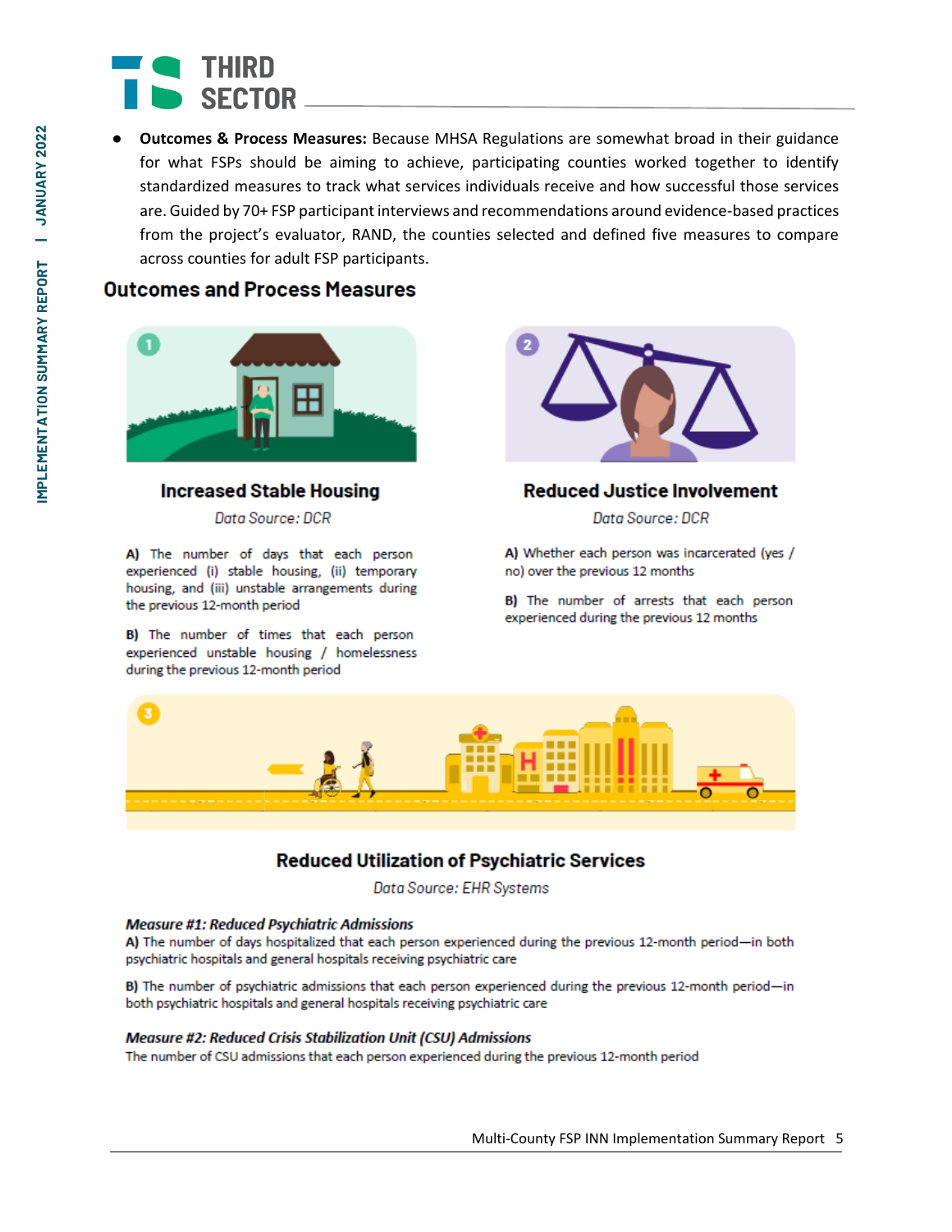- **Outcomes & Process Measures:** Because MHSA Regulations are somewhat broad in their guidance for what FSPs should be aiming to achieve, participating counties worked together to identify standardized measures to track what services individuals receive and how successful those services are. Guided by 70+ FSP participant interviews and recommendations around evidence-based practices from the project's evaluator, RAND, the counties selected and defined five measures to compare across counties for adult FSP participants.

## Outcomes and Process Measures

### Increased Stable Housing

*Data Source: DCR*

**A)** The number of days that each person experienced (i) stable housing, (ii) temporary housing, and (iii) unstable arrangements during the previous 12-month period

**B)** The number of times that each person experienced unstable housing / homelessness during the previous 12-month period

### Reduced Justice Involvement

*Data Source: DCR*

**A)** Whether each person was incarcerated (yes / no) over the previous 12 months

**B)** The number of arrests that each person experienced during the previous 12 months

### Reduced Utilization of Psychiatric Services

*Data Source: EHR Systems*

***Measure #1: Reduced Psychiatric Admissions***

**A)** The number of days hospitalized that each person experienced during the previous 12-month period—in both psychiatric hospitals and general hospitals receiving psychiatric care

**B)** The number of psychiatric admissions that each person experienced during the previous 12-month period—in both psychiatric hospitals and general hospitals receiving psychiatric care

***Measure #2: Reduced Crisis Stabilization Unit (CSU) Admissions***

The number of CSU admissions that each person experienced during the previous 12-month period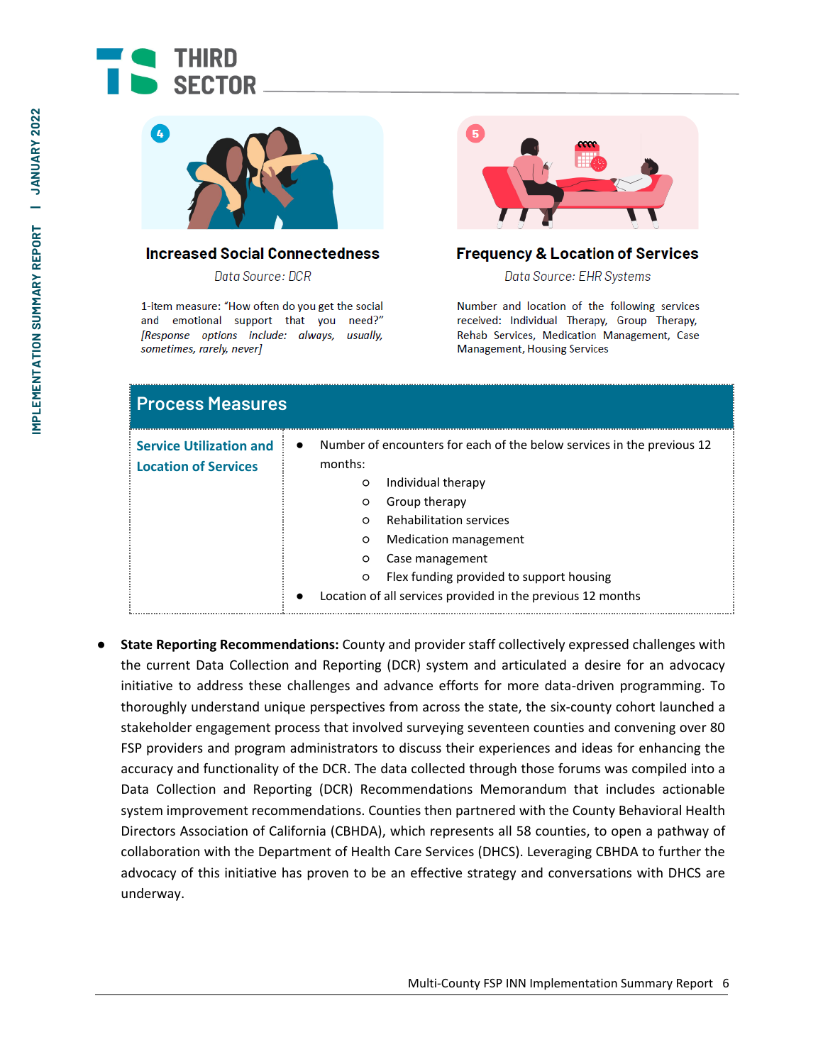### Increased Social Connectedness

*Data Source: DCR*

1-item measure: "How often do you get the social and emotional support that you need?" *[Response options include: always, usually, sometimes, rarely, never]*

### Frequency & Location of Services

*Data Source: EHR Systems*

Number and location of the following services received: Individual Therapy, Group Therapy, Rehab Services, Medication Management, Case Management, Housing Services

| Process Measures | |
|---|---|
| **Service Utilization and Location of Services** | • Number of encounters for each of the below services in the previous 12 months:<br>○ Individual therapy<br>○ Group therapy<br>○ Rehabilitation services<br>○ Medication management<br>○ Case management<br>○ Flex funding provided to support housing<br>• Location of all services provided in the previous 12 months |

- **State Reporting Recommendations:** County and provider staff collectively expressed challenges with the current Data Collection and Reporting (DCR) system and articulated a desire for an advocacy initiative to address these challenges and advance efforts for more data-driven programming. To thoroughly understand unique perspectives from across the state, the six-county cohort launched a stakeholder engagement process that involved surveying seventeen counties and convening over 80 FSP providers and program administrators to discuss their experiences and ideas for enhancing the accuracy and functionality of the DCR. The data collected through those forums was compiled into a Data Collection and Reporting (DCR) Recommendations Memorandum that includes actionable system improvement recommendations. Counties then partnered with the County Behavioral Health Directors Association of California (CBHDA), which represents all 58 counties, to open a pathway of collaboration with the Department of Health Care Services (DHCS). Leveraging CBHDA to further the advocacy of this initiative has proven to be an effective strategy and conversations with DHCS are underway.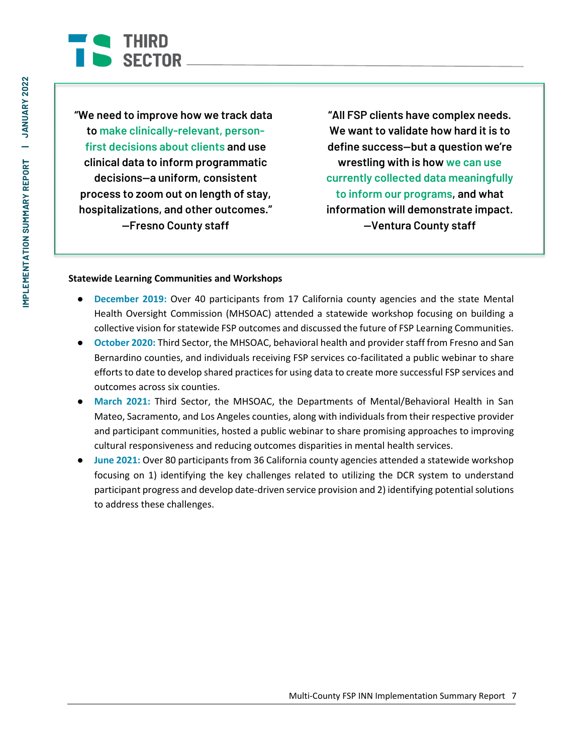> "We need to improve how we track data to **make clinically-relevant, person-first decisions about clients** and use clinical data to inform programmatic decisions—a uniform, consistent process to zoom out on length of stay, hospitalizations, and other outcomes."
> —Fresno County staff

> "All FSP clients have complex needs. We want to validate how hard it is to define success—but a question we're wrestling with is how **we can use currently collected data meaningfully to inform our programs**, and what information will demonstrate impact.
> —Ventura County staff

**Statewide Learning Communities and Workshops**

- **December 2019:** Over 40 participants from 17 California county agencies and the state Mental Health Oversight Commission (MHSOAC) attended a statewide workshop focusing on building a collective vision for statewide FSP outcomes and discussed the future of FSP Learning Communities.
- **October 2020:** Third Sector, the MHSOAC, behavioral health and provider staff from Fresno and San Bernardino counties, and individuals receiving FSP services co-facilitated a public webinar to share efforts to date to develop shared practices for using data to create more successful FSP services and outcomes across six counties.
- **March 2021:** Third Sector, the MHSOAC, the Departments of Mental/Behavioral Health in San Mateo, Sacramento, and Los Angeles counties, along with individuals from their respective provider and participant communities, hosted a public webinar to share promising approaches to improving cultural responsiveness and reducing outcomes disparities in mental health services.
- **June 2021:** Over 80 participants from 36 California county agencies attended a statewide workshop focusing on 1) identifying the key challenges related to utilizing the DCR system to understand participant progress and develop date-driven service provision and 2) identifying potential solutions to address these challenges.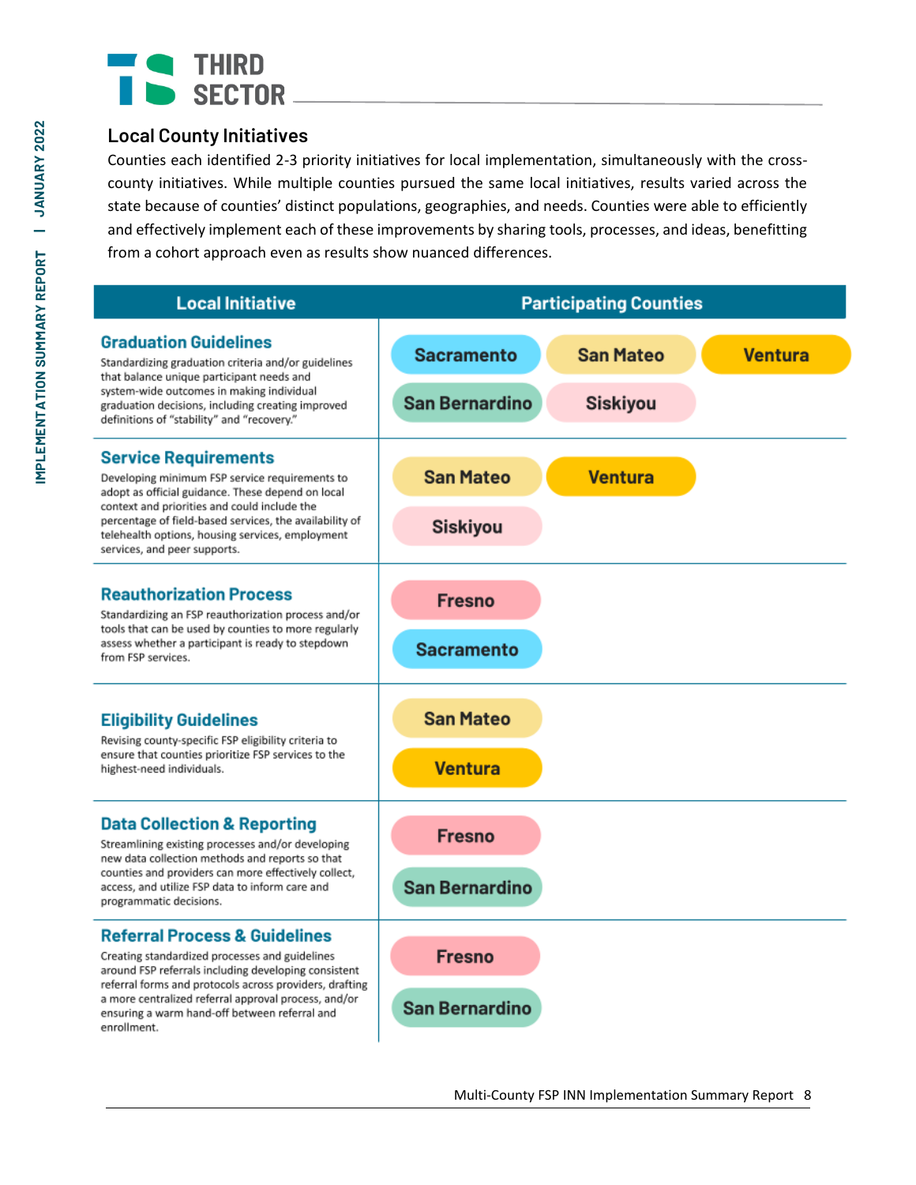## Local County Initiatives

Counties each identified 2-3 priority initiatives for local implementation, simultaneously with the cross-county initiatives. While multiple counties pursued the same local initiatives, results varied across the state because of counties' distinct populations, geographies, and needs. Counties were able to efficiently and effectively implement each of these improvements by sharing tools, processes, and ideas, benefitting from a cohort approach even as results show nuanced differences.

| Local Initiative | Participating Counties |
|---|---|
| **Graduation Guidelines**<br>Standardizing graduation criteria and/or guidelines that balance unique participant needs and system-wide outcomes in making individual graduation decisions, including creating improved definitions of "stability" and "recovery." | Sacramento, San Mateo, Ventura, San Bernardino, Siskiyou |
| **Service Requirements**<br>Developing minimum FSP service requirements to adopt as official guidance. These depend on local context and priorities and could include the percentage of field-based services, the availability of telehealth options, housing services, employment services, and peer supports. | San Mateo, Ventura, Siskiyou |
| **Reauthorization Process**<br>Standardizing an FSP reauthorization process and/or tools that can be used by counties to more regularly assess whether a participant is ready to stepdown from FSP services. | Fresno, Sacramento |
| **Eligibility Guidelines**<br>Revising county-specific FSP eligibility criteria to ensure that counties prioritize FSP services to the highest-need individuals. | San Mateo, Ventura |
| **Data Collection & Reporting**<br>Streamlining existing processes and/or developing new data collection methods and reports so that counties and providers can more effectively collect, access, and utilize FSP data to inform care and programmatic decisions. | Fresno, San Bernardino |
| **Referral Process & Guidelines**<br>Creating standardized processes and guidelines around FSP referrals including developing consistent referral forms and protocols across providers, drafting a more centralized referral approval process, and/or ensuring a warm hand-off between referral and enrollment. | Fresno, San Bernardino |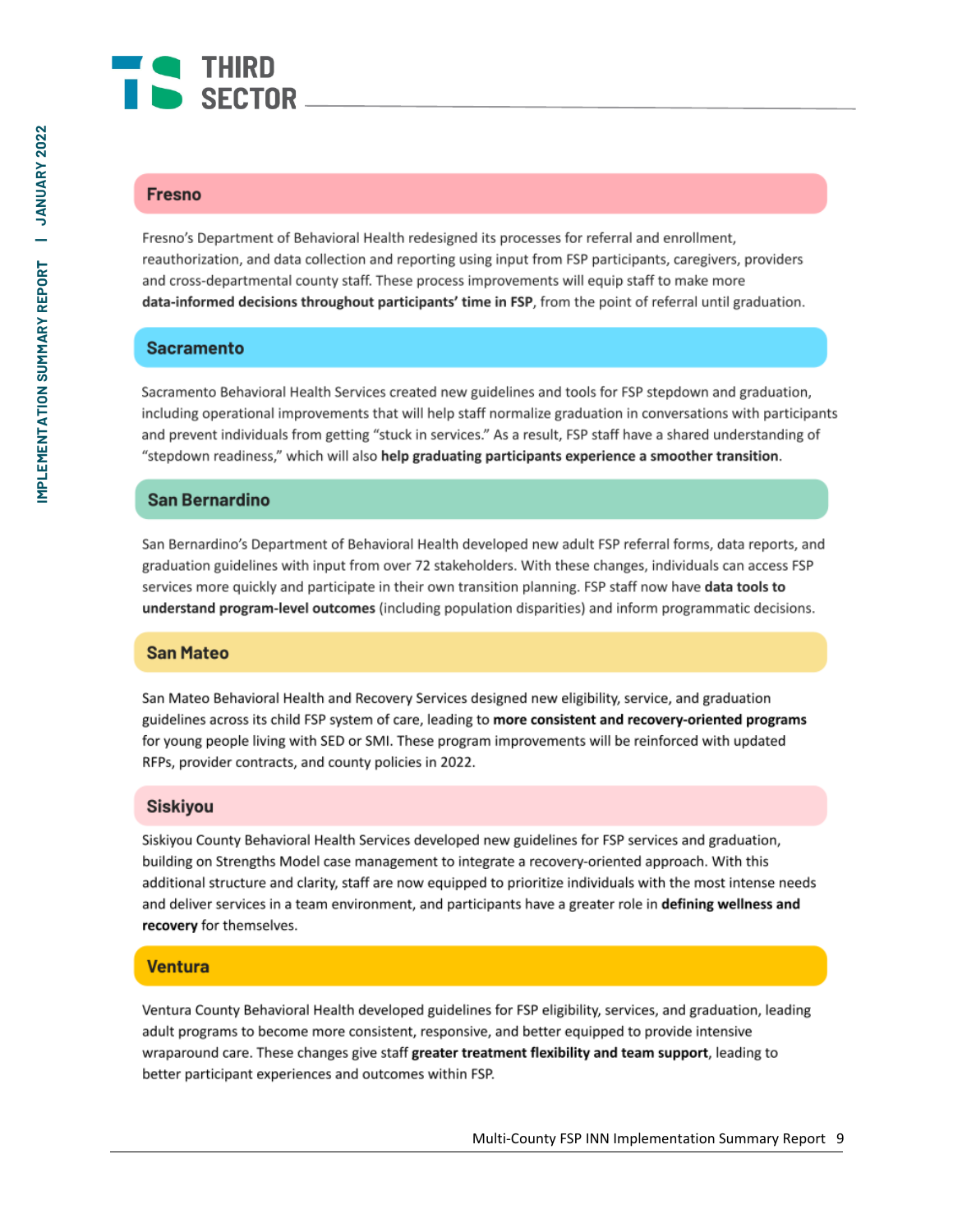## Fresno

Fresno's Department of Behavioral Health redesigned its processes for referral and enrollment, reauthorization, and data collection and reporting using input from FSP participants, caregivers, providers and cross-departmental county staff. These process improvements will equip staff to make more **data-informed decisions throughout participants' time in FSP**, from the point of referral until graduation.

## Sacramento

Sacramento Behavioral Health Services created new guidelines and tools for FSP stepdown and graduation, including operational improvements that will help staff normalize graduation in conversations with participants and prevent individuals from getting "stuck in services." As a result, FSP staff have a shared understanding of "stepdown readiness," which will also **help graduating participants experience a smoother transition**.

## San Bernardino

San Bernardino's Department of Behavioral Health developed new adult FSP referral forms, data reports, and graduation guidelines with input from over 72 stakeholders. With these changes, individuals can access FSP services more quickly and participate in their own transition planning. FSP staff now have **data tools to understand program-level outcomes** (including population disparities) and inform programmatic decisions.

## San Mateo

San Mateo Behavioral Health and Recovery Services designed new eligibility, service, and graduation guidelines across its child FSP system of care, leading to **more consistent and recovery-oriented programs** for young people living with SED or SMI. These program improvements will be reinforced with updated RFPs, provider contracts, and county policies in 2022.

## Siskiyou

Siskiyou County Behavioral Health Services developed new guidelines for FSP services and graduation, building on Strengths Model case management to integrate a recovery-oriented approach. With this additional structure and clarity, staff are now equipped to prioritize individuals with the most intense needs and deliver services in a team environment, and participants have a greater role in **defining wellness and recovery** for themselves.

## Ventura

Ventura County Behavioral Health developed guidelines for FSP eligibility, services, and graduation, leading adult programs to become more consistent, responsive, and better equipped to provide intensive wraparound care. These changes give staff **greater treatment flexibility and team support**, leading to better participant experiences and outcomes within FSP.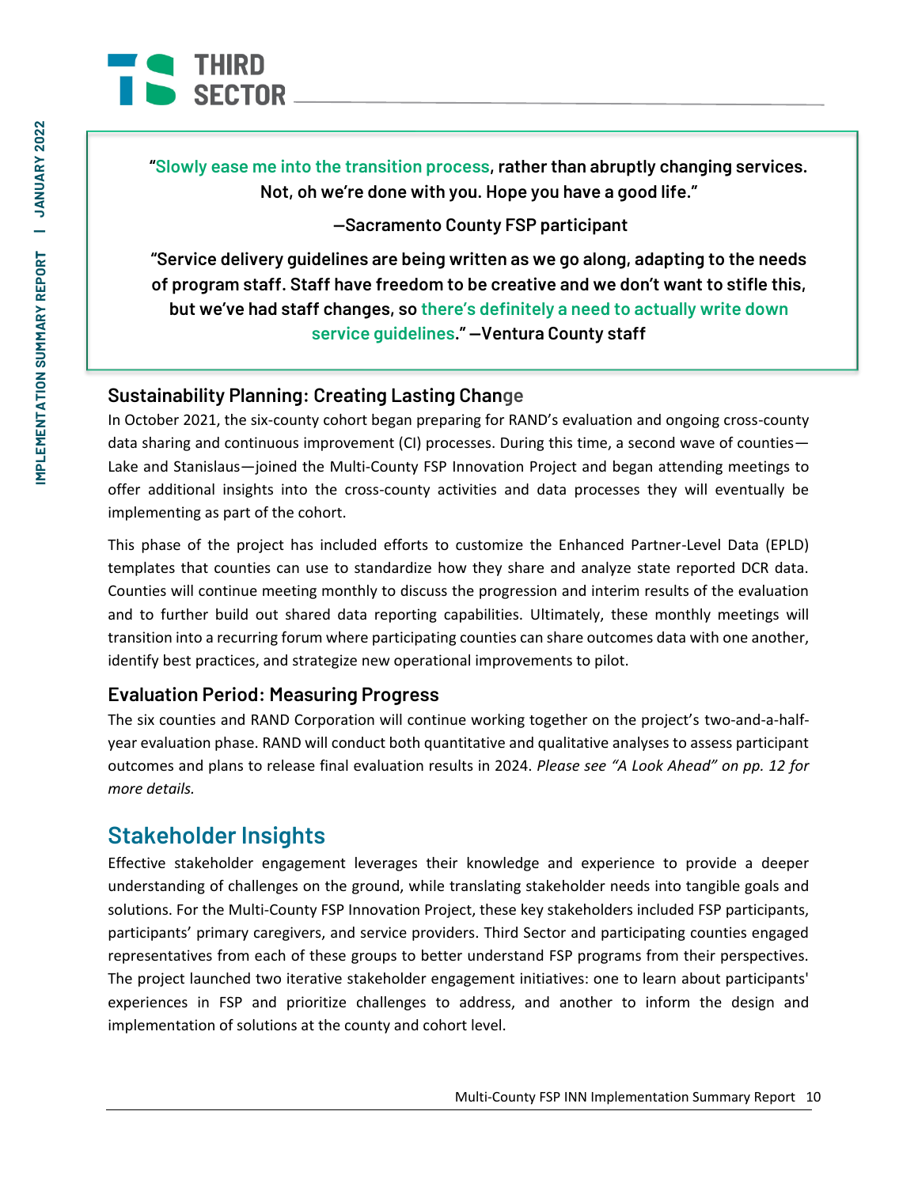**"Slowly ease me into the transition process, rather than abruptly changing services. Not, oh we're done with you. Hope you have a good life."**

**—Sacramento County FSP participant**

**"Service delivery guidelines are being written as we go along, adapting to the needs of program staff. Staff have freedom to be creative and we don't want to stifle this, but we've had staff changes, so there's definitely a need to actually write down service guidelines." —Ventura County staff**

### Sustainability Planning: Creating Lasting Change

In October 2021, the six-county cohort began preparing for RAND's evaluation and ongoing cross-county data sharing and continuous improvement (CI) processes. During this time, a second wave of counties—Lake and Stanislaus—joined the Multi-County FSP Innovation Project and began attending meetings to offer additional insights into the cross-county activities and data processes they will eventually be implementing as part of the cohort.

This phase of the project has included efforts to customize the Enhanced Partner-Level Data (EPLD) templates that counties can use to standardize how they share and analyze state reported DCR data. Counties will continue meeting monthly to discuss the progression and interim results of the evaluation and to further build out shared data reporting capabilities. Ultimately, these monthly meetings will transition into a recurring forum where participating counties can share outcomes data with one another, identify best practices, and strategize new operational improvements to pilot.

### Evaluation Period: Measuring Progress

The six counties and RAND Corporation will continue working together on the project's two-and-a-half-year evaluation phase. RAND will conduct both quantitative and qualitative analyses to assess participant outcomes and plans to release final evaluation results in 2024. *Please see "A Look Ahead" on pp. 12 for more details.*

## Stakeholder Insights

Effective stakeholder engagement leverages their knowledge and experience to provide a deeper understanding of challenges on the ground, while translating stakeholder needs into tangible goals and solutions. For the Multi-County FSP Innovation Project, these key stakeholders included FSP participants, participants' primary caregivers, and service providers. Third Sector and participating counties engaged representatives from each of these groups to better understand FSP programs from their perspectives. The project launched two iterative stakeholder engagement initiatives: one to learn about participants' experiences in FSP and prioritize challenges to address, and another to inform the design and implementation of solutions at the county and cohort level.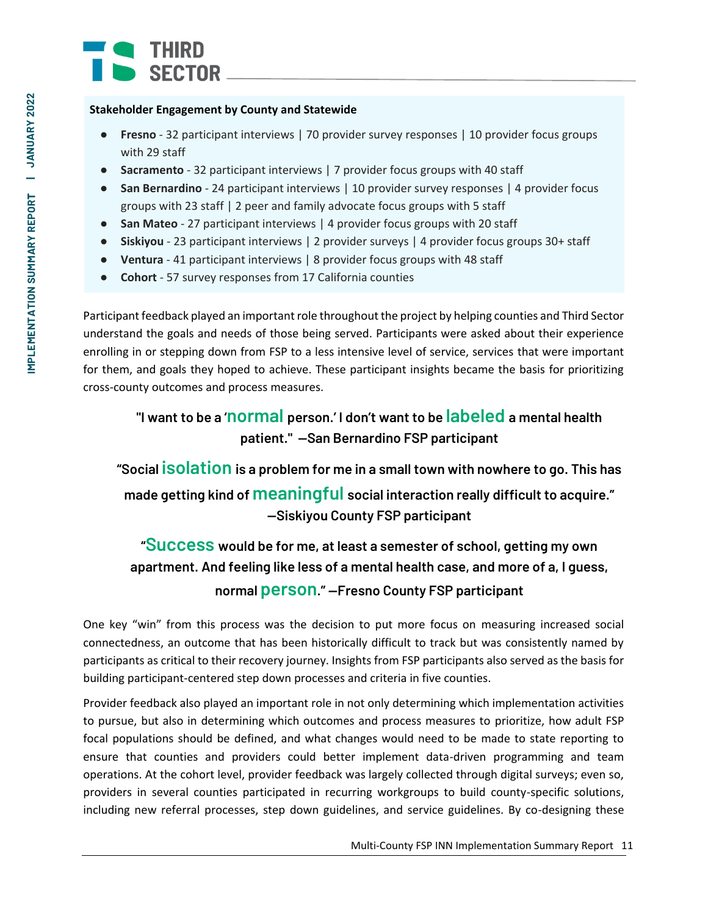**Stakeholder Engagement by County and Statewide**

- **Fresno** - 32 participant interviews | 70 provider survey responses | 10 provider focus groups with 29 staff
- **Sacramento** - 32 participant interviews | 7 provider focus groups with 40 staff
- **San Bernardino** - 24 participant interviews | 10 provider survey responses | 4 provider focus groups with 23 staff | 2 peer and family advocate focus groups with 5 staff
- **San Mateo** - 27 participant interviews | 4 provider focus groups with 20 staff
- **Siskiyou** - 23 participant interviews | 2 provider surveys | 4 provider focus groups 30+ staff
- **Ventura** - 41 participant interviews | 8 provider focus groups with 48 staff
- **Cohort** - 57 survey responses from 17 California counties

Participant feedback played an important role throughout the project by helping counties and Third Sector understand the goals and needs of those being served. Participants were asked about their experience enrolling in or stepping down from FSP to a less intensive level of service, services that were important for them, and goals they hoped to achieve. These participant insights became the basis for prioritizing cross-county outcomes and process measures.

> **"I want to be a 'normal person.' I don't want to be labeled a mental health patient." —San Bernardino FSP participant**

> **"Social isolation is a problem for me in a small town with nowhere to go. This has made getting kind of meaningful social interaction really difficult to acquire." —Siskiyou County FSP participant**

> **"Success would be for me, at least a semester of school, getting my own apartment. And feeling like less of a mental health case, and more of a, I guess, normal person." —Fresno County FSP participant**

One key "win" from this process was the decision to put more focus on measuring increased social connectedness, an outcome that has been historically difficult to track but was consistently named by participants as critical to their recovery journey. Insights from FSP participants also served as the basis for building participant-centered step down processes and criteria in five counties.

Provider feedback also played an important role in not only determining which implementation activities to pursue, but also in determining which outcomes and process measures to prioritize, how adult FSP focal populations should be defined, and what changes would need to be made to state reporting to ensure that counties and providers could better implement data-driven programming and team operations. At the cohort level, provider feedback was largely collected through digital surveys; even so, providers in several counties participated in recurring workgroups to build county-specific solutions, including new referral processes, step down guidelines, and service guidelines. By co-designing these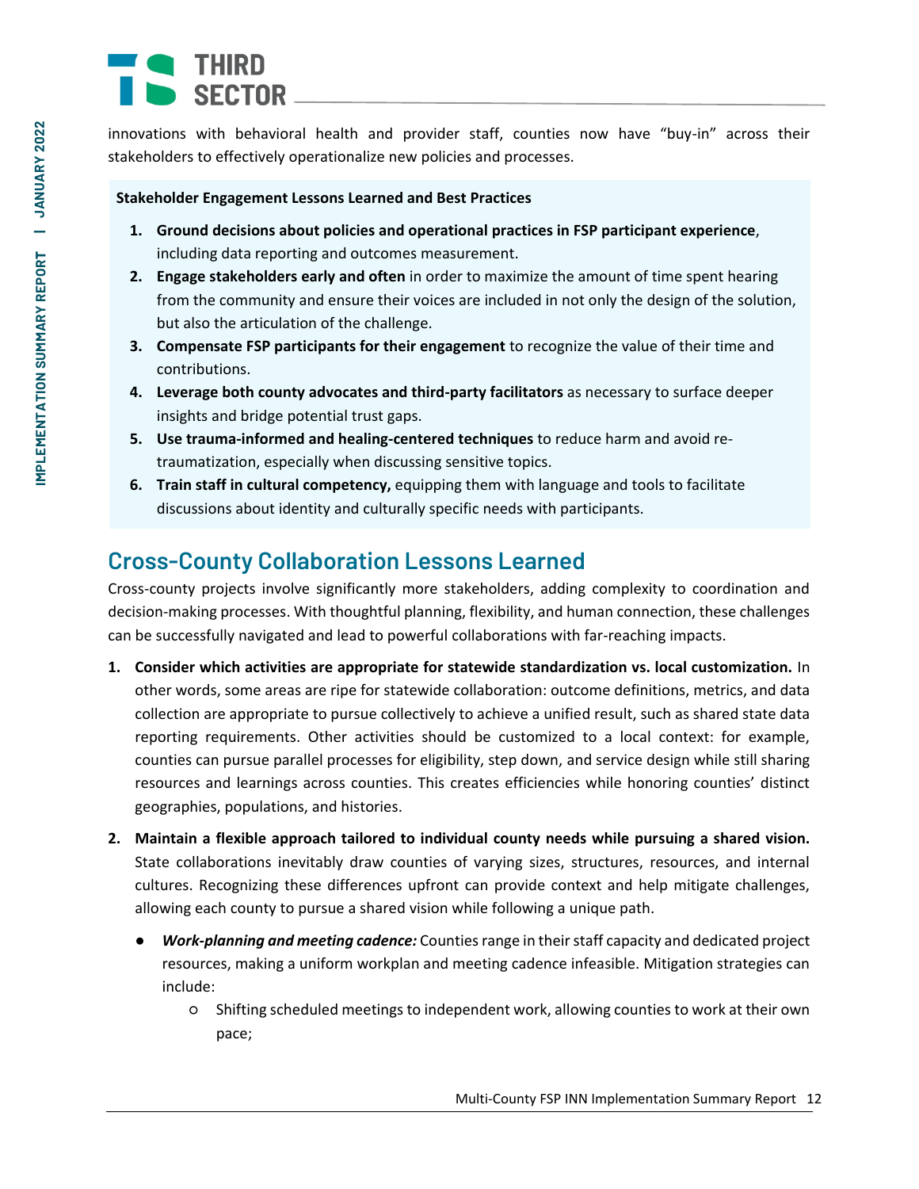innovations with behavioral health and provider staff, counties now have “buy-in” across their stakeholders to effectively operationalize new policies and processes.

**Stakeholder Engagement Lessons Learned and Best Practices**

1. **Ground decisions about policies and operational practices in FSP participant experience**, including data reporting and outcomes measurement.
2. **Engage stakeholders early and often** in order to maximize the amount of time spent hearing from the community and ensure their voices are included in not only the design of the solution, but also the articulation of the challenge.
3. **Compensate FSP participants for their engagement** to recognize the value of their time and contributions.
4. **Leverage both county advocates and third-party facilitators** as necessary to surface deeper insights and bridge potential trust gaps.
5. **Use trauma-informed and healing-centered techniques** to reduce harm and avoid re-traumatization, especially when discussing sensitive topics.
6. **Train staff in cultural competency,** equipping them with language and tools to facilitate discussions about identity and culturally specific needs with participants.

## Cross-County Collaboration Lessons Learned

Cross-county projects involve significantly more stakeholders, adding complexity to coordination and decision-making processes. With thoughtful planning, flexibility, and human connection, these challenges can be successfully navigated and lead to powerful collaborations with far-reaching impacts.

1. **Consider which activities are appropriate for statewide standardization vs. local customization.** In other words, some areas are ripe for statewide collaboration: outcome definitions, metrics, and data collection are appropriate to pursue collectively to achieve a unified result, such as shared state data reporting requirements. Other activities should be customized to a local context: for example, counties can pursue parallel processes for eligibility, step down, and service design while still sharing resources and learnings across counties. This creates efficiencies while honoring counties’ distinct geographies, populations, and histories.
2. **Maintain a flexible approach tailored to individual county needs while pursuing a shared vision.** State collaborations inevitably draw counties of varying sizes, structures, resources, and internal cultures. Recognizing these differences upfront can provide context and help mitigate challenges, allowing each county to pursue a shared vision while following a unique path.
   - ***Work-planning and meeting cadence:*** Counties range in their staff capacity and dedicated project resources, making a uniform workplan and meeting cadence infeasible. Mitigation strategies can include:
     - Shifting scheduled meetings to independent work, allowing counties to work at their own pace;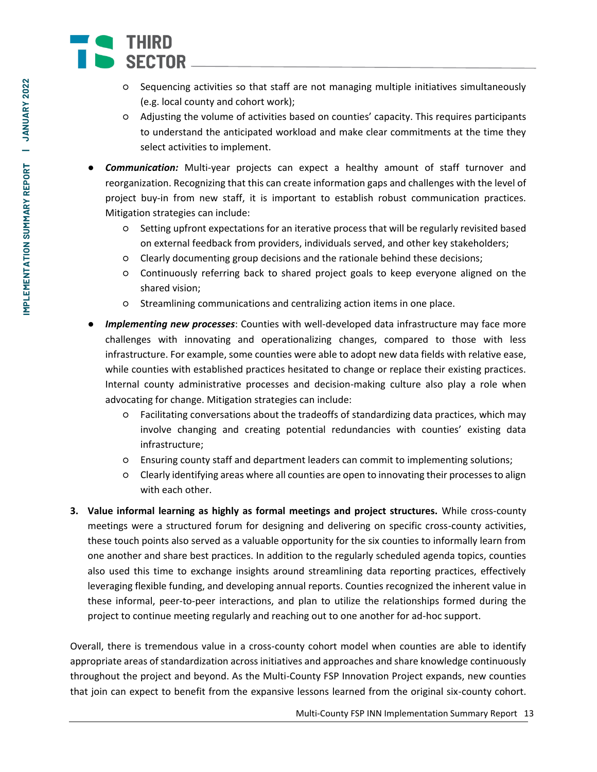- Sequencing activities so that staff are not managing multiple initiatives simultaneously (e.g. local county and cohort work);
    - Adjusting the volume of activities based on counties' capacity. This requires participants to understand the anticipated workload and make clear commitments at the time they select activities to implement.
- ***Communication:*** Multi-year projects can expect a healthy amount of staff turnover and reorganization. Recognizing that this can create information gaps and challenges with the level of project buy-in from new staff, it is important to establish robust communication practices. Mitigation strategies can include:
    - Setting upfront expectations for an iterative process that will be regularly revisited based on external feedback from providers, individuals served, and other key stakeholders;
    - Clearly documenting group decisions and the rationale behind these decisions;
    - Continuously referring back to shared project goals to keep everyone aligned on the shared vision;
    - Streamlining communications and centralizing action items in one place.
- ***Implementing new processes***: Counties with well-developed data infrastructure may face more challenges with innovating and operationalizing changes, compared to those with less infrastructure. For example, some counties were able to adopt new data fields with relative ease, while counties with established practices hesitated to change or replace their existing practices. Internal county administrative processes and decision-making culture also play a role when advocating for change. Mitigation strategies can include:
    - Facilitating conversations about the tradeoffs of standardizing data practices, which may involve changing and creating potential redundancies with counties' existing data infrastructure;
    - Ensuring county staff and department leaders can commit to implementing solutions;
    - Clearly identifying areas where all counties are open to innovating their processes to align with each other.

3. **Value informal learning as highly as formal meetings and project structures.** While cross-county meetings were a structured forum for designing and delivering on specific cross-county activities, these touch points also served as a valuable opportunity for the six counties to informally learn from one another and share best practices. In addition to the regularly scheduled agenda topics, counties also used this time to exchange insights around streamlining data reporting practices, effectively leveraging flexible funding, and developing annual reports. Counties recognized the inherent value in these informal, peer-to-peer interactions, and plan to utilize the relationships formed during the project to continue meeting regularly and reaching out to one another for ad-hoc support.

Overall, there is tremendous value in a cross-county cohort model when counties are able to identify appropriate areas of standardization across initiatives and approaches and share knowledge continuously throughout the project and beyond. As the Multi-County FSP Innovation Project expands, new counties that join can expect to benefit from the expansive lessons learned from the original six-county cohort.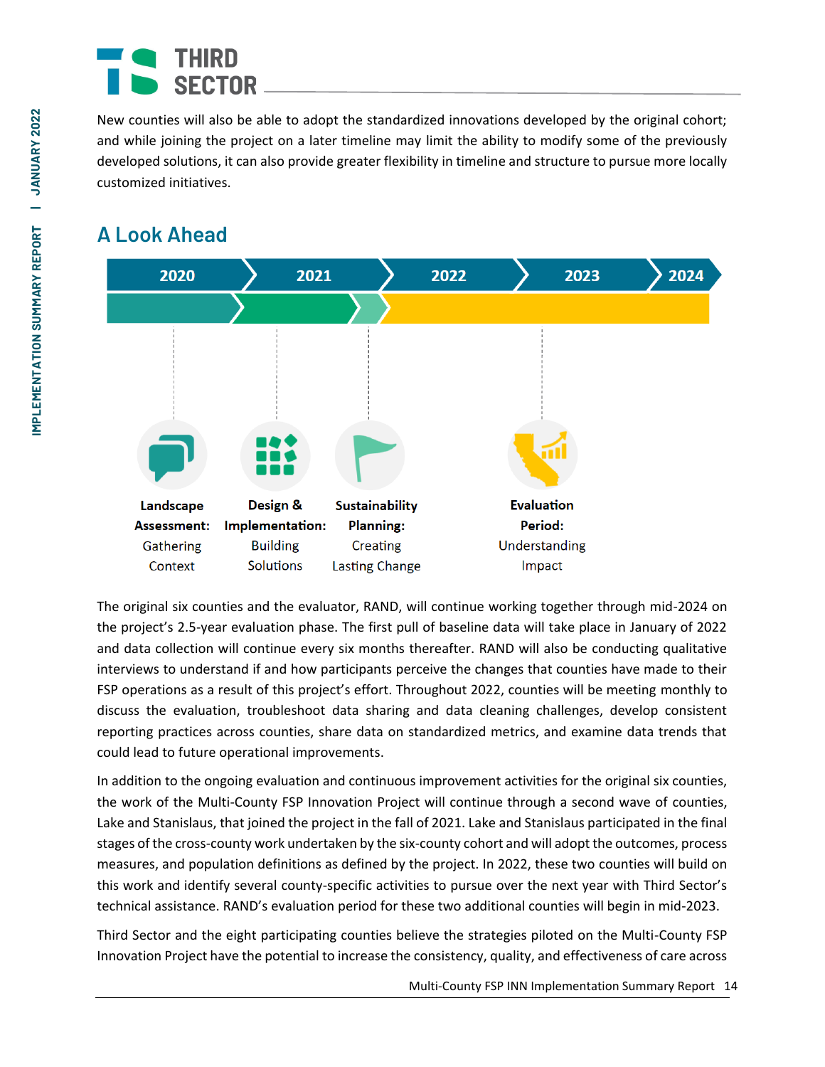New counties will also be able to adopt the standardized innovations developed by the original cohort; and while joining the project on a later timeline may limit the ability to modify some of the previously developed solutions, it can also provide greater flexibility in timeline and structure to pursue more locally customized initiatives.

## A Look Ahead

2020 | 2021 | 2022 | 2023 | 2024

**Landscape Assessment:** Gathering Context

**Design & Implementation:** Building Solutions

**Sustainability Planning:** Creating Lasting Change

**Evaluation Period:** Understanding Impact

The original six counties and the evaluator, RAND, will continue working together through mid-2024 on the project's 2.5-year evaluation phase. The first pull of baseline data will take place in January of 2022 and data collection will continue every six months thereafter. RAND will also be conducting qualitative interviews to understand if and how participants perceive the changes that counties have made to their FSP operations as a result of this project's effort. Throughout 2022, counties will be meeting monthly to discuss the evaluation, troubleshoot data sharing and data cleaning challenges, develop consistent reporting practices across counties, share data on standardized metrics, and examine data trends that could lead to future operational improvements.

In addition to the ongoing evaluation and continuous improvement activities for the original six counties, the work of the Multi-County FSP Innovation Project will continue through a second wave of counties, Lake and Stanislaus, that joined the project in the fall of 2021. Lake and Stanislaus participated in the final stages of the cross-county work undertaken by the six-county cohort and will adopt the outcomes, process measures, and population definitions as defined by the project. In 2022, these two counties will build on this work and identify several county-specific activities to pursue over the next year with Third Sector's technical assistance. RAND's evaluation period for these two additional counties will begin in mid-2023.

Third Sector and the eight participating counties believe the strategies piloted on the Multi-County FSP Innovation Project have the potential to increase the consistency, quality, and effectiveness of care across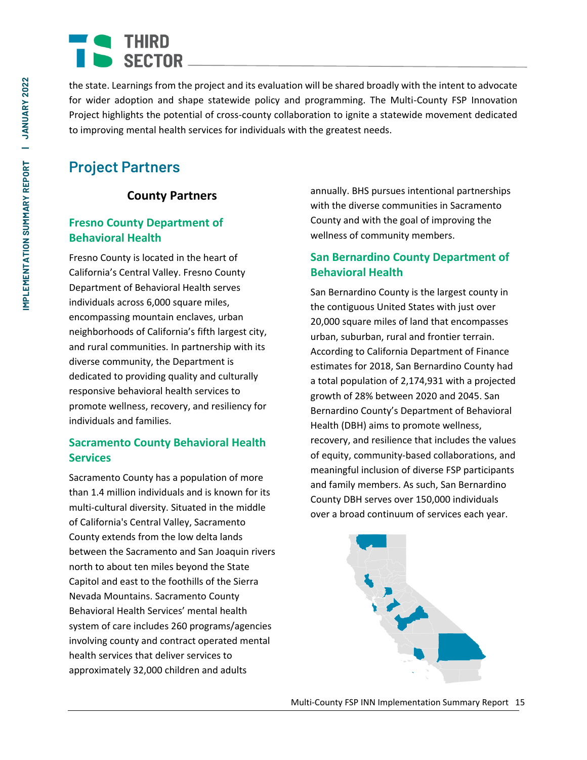the state. Learnings from the project and its evaluation will be shared broadly with the intent to advocate for wider adoption and shape statewide policy and programming. The Multi-County FSP Innovation Project highlights the potential of cross-county collaboration to ignite a statewide movement dedicated to improving mental health services for individuals with the greatest needs.

## Project Partners

### County Partners

#### Fresno County Department of Behavioral Health

Fresno County is located in the heart of California's Central Valley. Fresno County Department of Behavioral Health serves individuals across 6,000 square miles, encompassing mountain enclaves, urban neighborhoods of California's fifth largest city, and rural communities. In partnership with its diverse community, the Department is dedicated to providing quality and culturally responsive behavioral health services to promote wellness, recovery, and resiliency for individuals and families.

#### Sacramento County Behavioral Health Services

Sacramento County has a population of more than 1.4 million individuals and is known for its multi-cultural diversity. Situated in the middle of California's Central Valley, Sacramento County extends from the low delta lands between the Sacramento and San Joaquin rivers north to about ten miles beyond the State Capitol and east to the foothills of the Sierra Nevada Mountains. Sacramento County Behavioral Health Services' mental health system of care includes 260 programs/agencies involving county and contract operated mental health services that deliver services to approximately 32,000 children and adults annually. BHS pursues intentional partnerships with the diverse communities in Sacramento County and with the goal of improving the wellness of community members.

#### San Bernardino County Department of Behavioral Health

San Bernardino County is the largest county in the contiguous United States with just over 20,000 square miles of land that encompasses urban, suburban, rural and frontier terrain. According to California Department of Finance estimates for 2018, San Bernardino County had a total population of 2,174,931 with a projected growth of 28% between 2020 and 2045. San Bernardino County's Department of Behavioral Health (DBH) aims to promote wellness, recovery, and resilience that includes the values of equity, community-based collaborations, and meaningful inclusion of diverse FSP participants and family members. As such, San Bernardino County DBH serves over 150,000 individuals over a broad continuum of services each year.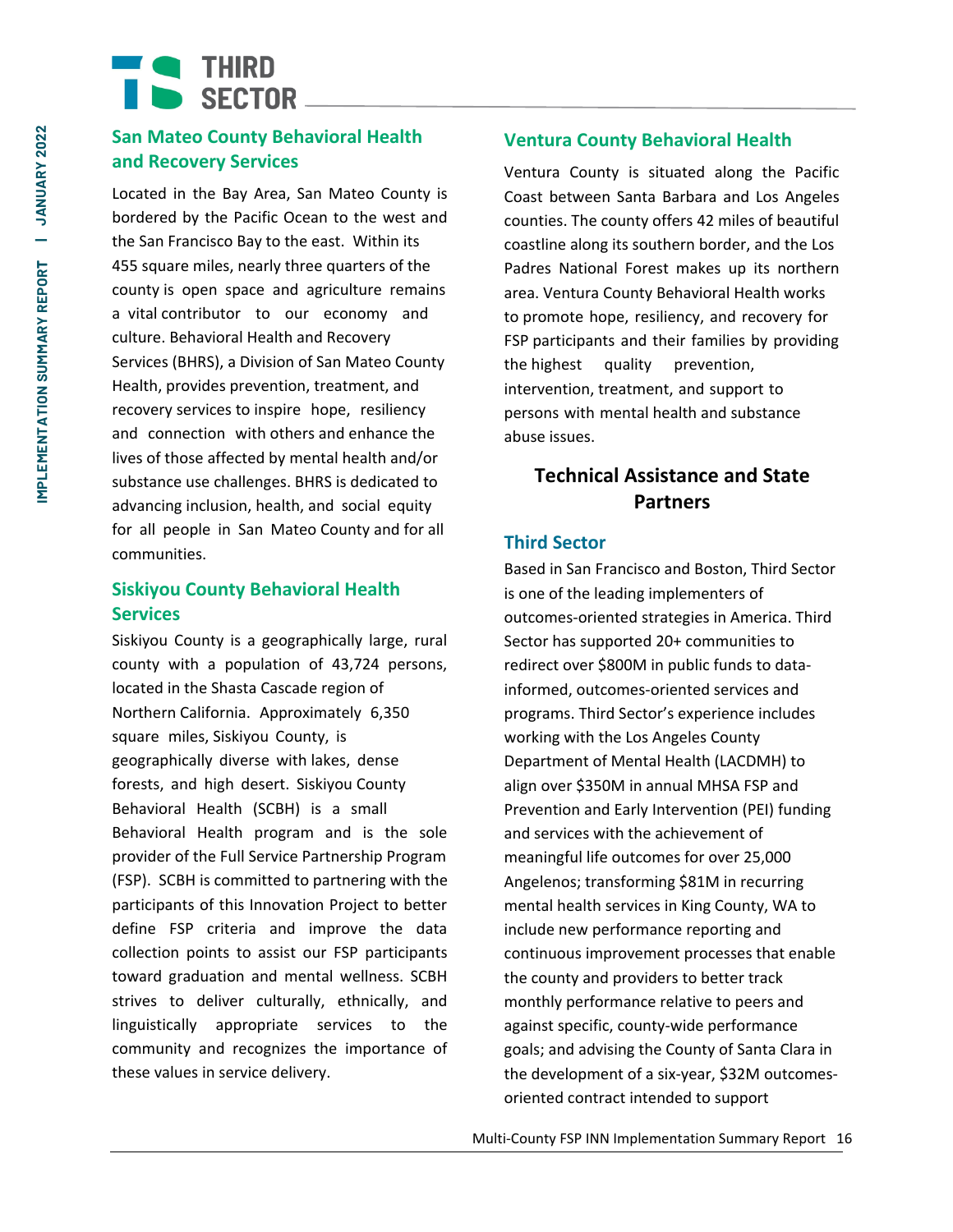### San Mateo County Behavioral Health and Recovery Services

Located in the Bay Area, San Mateo County is bordered by the Pacific Ocean to the west and the San Francisco Bay to the east. Within its 455 square miles, nearly three quarters of the county is open space and agriculture remains a vital contributor to our economy and culture. Behavioral Health and Recovery Services (BHRS), a Division of San Mateo County Health, provides prevention, treatment, and recovery services to inspire hope, resiliency and connection with others and enhance the lives of those affected by mental health and/or substance use challenges. BHRS is dedicated to advancing inclusion, health, and social equity for all people in San Mateo County and for all communities.

### Siskiyou County Behavioral Health Services

Siskiyou County is a geographically large, rural county with a population of 43,724 persons, located in the Shasta Cascade region of Northern California. Approximately 6,350 square miles, Siskiyou County, is geographically diverse with lakes, dense forests, and high desert. Siskiyou County Behavioral Health (SCBH) is a small Behavioral Health program and is the sole provider of the Full Service Partnership Program (FSP). SCBH is committed to partnering with the participants of this Innovation Project to better define FSP criteria and improve the data collection points to assist our FSP participants toward graduation and mental wellness. SCBH strives to deliver culturally, ethnically, and linguistically appropriate services to the community and recognizes the importance of these values in service delivery.

### Ventura County Behavioral Health

Ventura County is situated along the Pacific Coast between Santa Barbara and Los Angeles counties. The county offers 42 miles of beautiful coastline along its southern border, and the Los Padres National Forest makes up its northern area. Ventura County Behavioral Health works to promote hope, resiliency, and recovery for FSP participants and their families by providing the highest quality prevention, intervention, treatment, and support to persons with mental health and substance abuse issues.

## Technical Assistance and State Partners

### Third Sector

Based in San Francisco and Boston, Third Sector is one of the leading implementers of outcomes-oriented strategies in America. Third Sector has supported 20+ communities to redirect over $800M in public funds to data-informed, outcomes-oriented services and programs. Third Sector's experience includes working with the Los Angeles County Department of Mental Health (LACDMH) to align over $350M in annual MHSA FSP and Prevention and Early Intervention (PEI) funding and services with the achievement of meaningful life outcomes for over 25,000 Angelenos; transforming $81M in recurring mental health services in King County, WA to include new performance reporting and continuous improvement processes that enable the county and providers to better track monthly performance relative to peers and against specific, county-wide performance goals; and advising the County of Santa Clara in the development of a six-year, $32M outcomes-oriented contract intended to support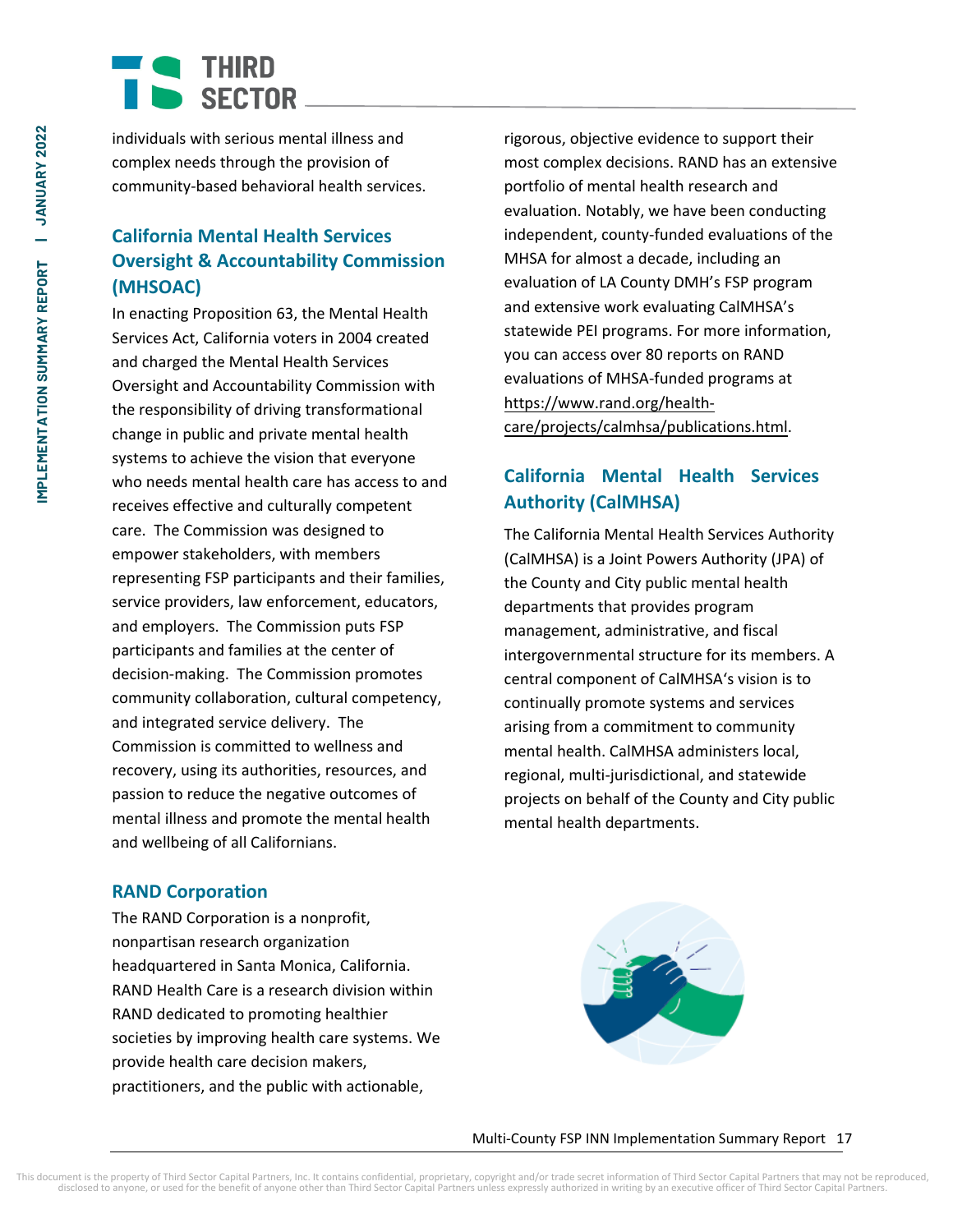individuals with serious mental illness and complex needs through the provision of community-based behavioral health services.

## California Mental Health Services Oversight & Accountability Commission (MHSOAC)

In enacting Proposition 63, the Mental Health Services Act, California voters in 2004 created and charged the Mental Health Services Oversight and Accountability Commission with the responsibility of driving transformational change in public and private mental health systems to achieve the vision that everyone who needs mental health care has access to and receives effective and culturally competent care. The Commission was designed to empower stakeholders, with members representing FSP participants and their families, service providers, law enforcement, educators, and employers. The Commission puts FSP participants and families at the center of decision-making. The Commission promotes community collaboration, cultural competency, and integrated service delivery. The Commission is committed to wellness and recovery, using its authorities, resources, and passion to reduce the negative outcomes of mental illness and promote the mental health and wellbeing of all Californians.

## RAND Corporation

The RAND Corporation is a nonprofit, nonpartisan research organization headquartered in Santa Monica, California. RAND Health Care is a research division within RAND dedicated to promoting healthier societies by improving health care systems. We provide health care decision makers, practitioners, and the public with actionable, rigorous, objective evidence to support their most complex decisions. RAND has an extensive portfolio of mental health research and evaluation. Notably, we have been conducting independent, county-funded evaluations of the MHSA for almost a decade, including an evaluation of LA County DMH's FSP program and extensive work evaluating CalMHSA's statewide PEI programs. For more information, you can access over 80 reports on RAND evaluations of MHSA-funded programs at https://www.rand.org/health-care/projects/calmhsa/publications.html.

## California Mental Health Services Authority (CalMHSA)

The California Mental Health Services Authority (CalMHSA) is a Joint Powers Authority (JPA) of the County and City public mental health departments that provides program management, administrative, and fiscal intergovernmental structure for its members. A central component of CalMHSA's vision is to continually promote systems and services arising from a commitment to community mental health. CalMHSA administers local, regional, multi-jurisdictional, and statewide projects on behalf of the County and City public mental health departments.